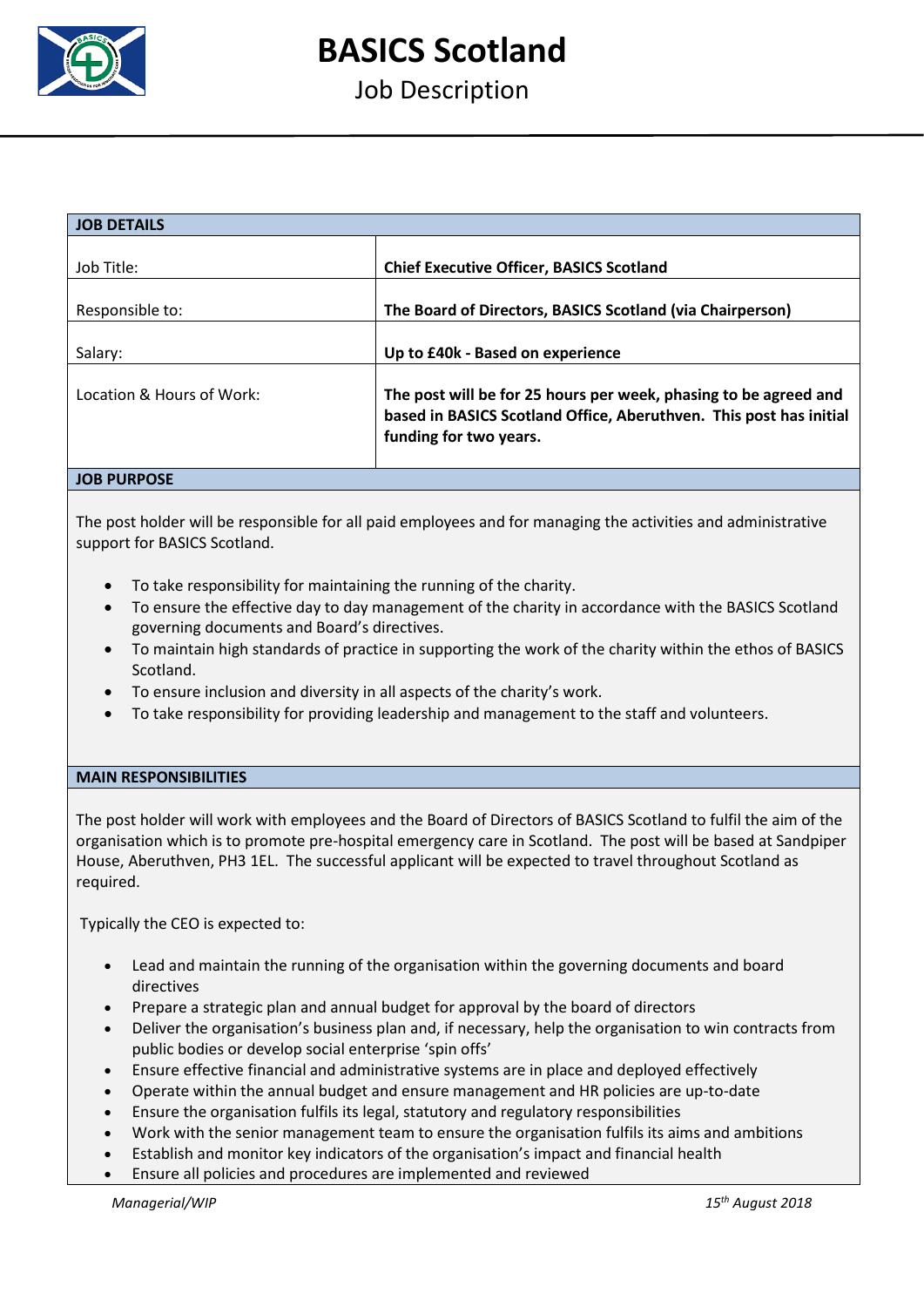# BASICS Scotland

## Job Description

| JOB DETAILS | |
|---|---|
| Job Title: | **Chief Executive Officer, BASICS Scotland** |
| Responsible to: | **The Board of Directors, BASICS Scotland (via Chairperson)** |
| Salary: | **Up to £40k - Based on experience** |
| Location & Hours of Work: | **The post will be for 25 hours per week, phasing to be agreed and based in BASICS Scotland Office, Aberuthven. This post has initial funding for two years.** |

### JOB PURPOSE

The post holder will be responsible for all paid employees and for managing the activities and administrative support for BASICS Scotland.

- To take responsibility for maintaining the running of the charity.
- To ensure the effective day to day management of the charity in accordance with the BASICS Scotland governing documents and Board's directives.
- To maintain high standards of practice in supporting the work of the charity within the ethos of BASICS Scotland.
- To ensure inclusion and diversity in all aspects of the charity's work.
- To take responsibility for providing leadership and management to the staff and volunteers.

### MAIN RESPONSIBILITIES

The post holder will work with employees and the Board of Directors of BASICS Scotland to fulfil the aim of the organisation which is to promote pre-hospital emergency care in Scotland. The post will be based at Sandpiper House, Aberuthven, PH3 1EL. The successful applicant will be expected to travel throughout Scotland as required.

Typically the CEO is expected to:

- Lead and maintain the running of the organisation within the governing documents and board directives
- Prepare a strategic plan and annual budget for approval by the board of directors
- Deliver the organisation's business plan and, if necessary, help the organisation to win contracts from public bodies or develop social enterprise 'spin offs'
- Ensure effective financial and administrative systems are in place and deployed effectively
- Operate within the annual budget and ensure management and HR policies are up-to-date
- Ensure the organisation fulfils its legal, statutory and regulatory responsibilities
- Work with the senior management team to ensure the organisation fulfils its aims and ambitions
- Establish and monitor key indicators of the organisation's impact and financial health
- Ensure all policies and procedures are implemented and reviewed

*Managerial/WIP* *15th August 2018*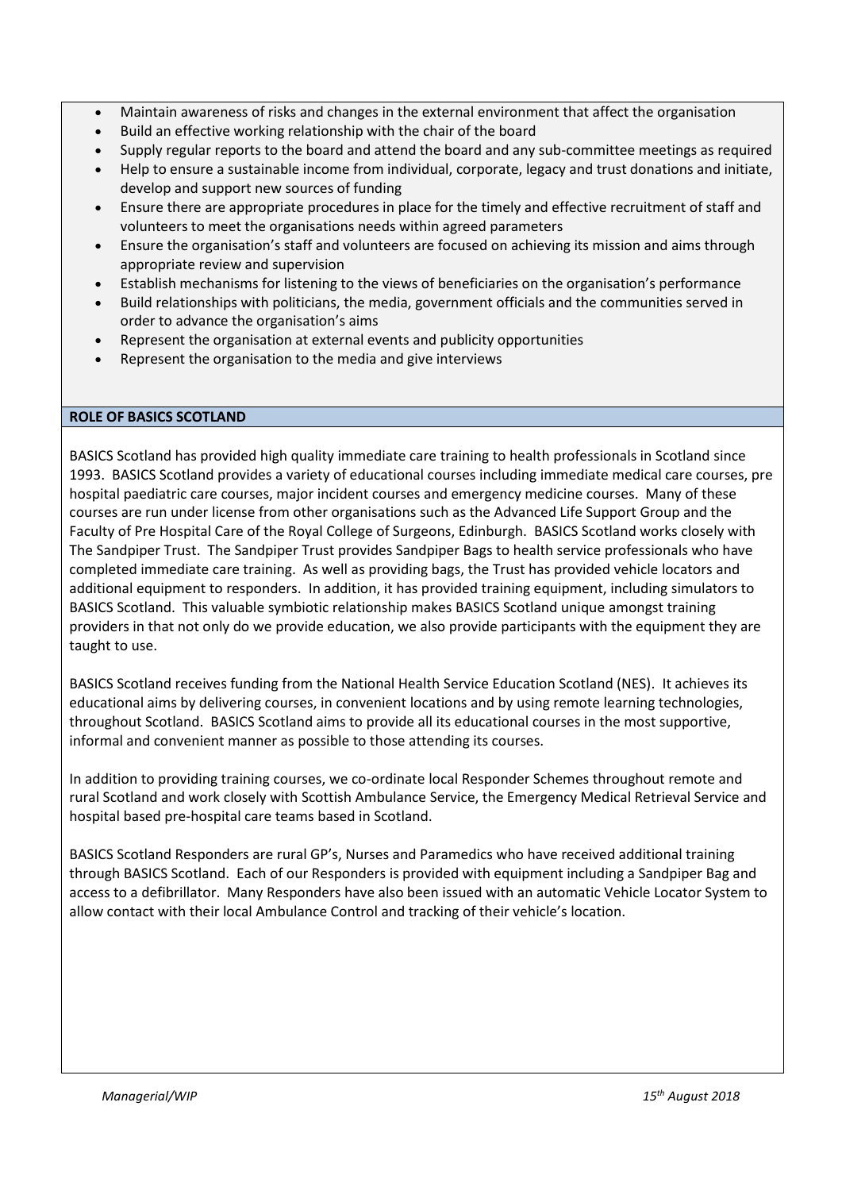- Maintain awareness of risks and changes in the external environment that affect the organisation
- Build an effective working relationship with the chair of the board
- Supply regular reports to the board and attend the board and any sub-committee meetings as required
- Help to ensure a sustainable income from individual, corporate, legacy and trust donations and initiate, develop and support new sources of funding
- Ensure there are appropriate procedures in place for the timely and effective recruitment of staff and volunteers to meet the organisations needs within agreed parameters
- Ensure the organisation's staff and volunteers are focused on achieving its mission and aims through appropriate review and supervision
- Establish mechanisms for listening to the views of beneficiaries on the organisation's performance
- Build relationships with politicians, the media, government officials and the communities served in order to advance the organisation's aims
- Represent the organisation at external events and publicity opportunities
- Represent the organisation to the media and give interviews

## ROLE OF BASICS SCOTLAND

BASICS Scotland has provided high quality immediate care training to health professionals in Scotland since 1993. BASICS Scotland provides a variety of educational courses including immediate medical care courses, pre hospital paediatric care courses, major incident courses and emergency medicine courses. Many of these courses are run under license from other organisations such as the Advanced Life Support Group and the Faculty of Pre Hospital Care of the Royal College of Surgeons, Edinburgh. BASICS Scotland works closely with The Sandpiper Trust. The Sandpiper Trust provides Sandpiper Bags to health service professionals who have completed immediate care training. As well as providing bags, the Trust has provided vehicle locators and additional equipment to responders. In addition, it has provided training equipment, including simulators to BASICS Scotland. This valuable symbiotic relationship makes BASICS Scotland unique amongst training providers in that not only do we provide education, we also provide participants with the equipment they are taught to use.

BASICS Scotland receives funding from the National Health Service Education Scotland (NES). It achieves its educational aims by delivering courses, in convenient locations and by using remote learning technologies, throughout Scotland. BASICS Scotland aims to provide all its educational courses in the most supportive, informal and convenient manner as possible to those attending its courses.

In addition to providing training courses, we co-ordinate local Responder Schemes throughout remote and rural Scotland and work closely with Scottish Ambulance Service, the Emergency Medical Retrieval Service and hospital based pre-hospital care teams based in Scotland.

BASICS Scotland Responders are rural GP's, Nurses and Paramedics who have received additional training through BASICS Scotland. Each of our Responders is provided with equipment including a Sandpiper Bag and access to a defibrillator. Many Responders have also been issued with an automatic Vehicle Locator System to allow contact with their local Ambulance Control and tracking of their vehicle's location.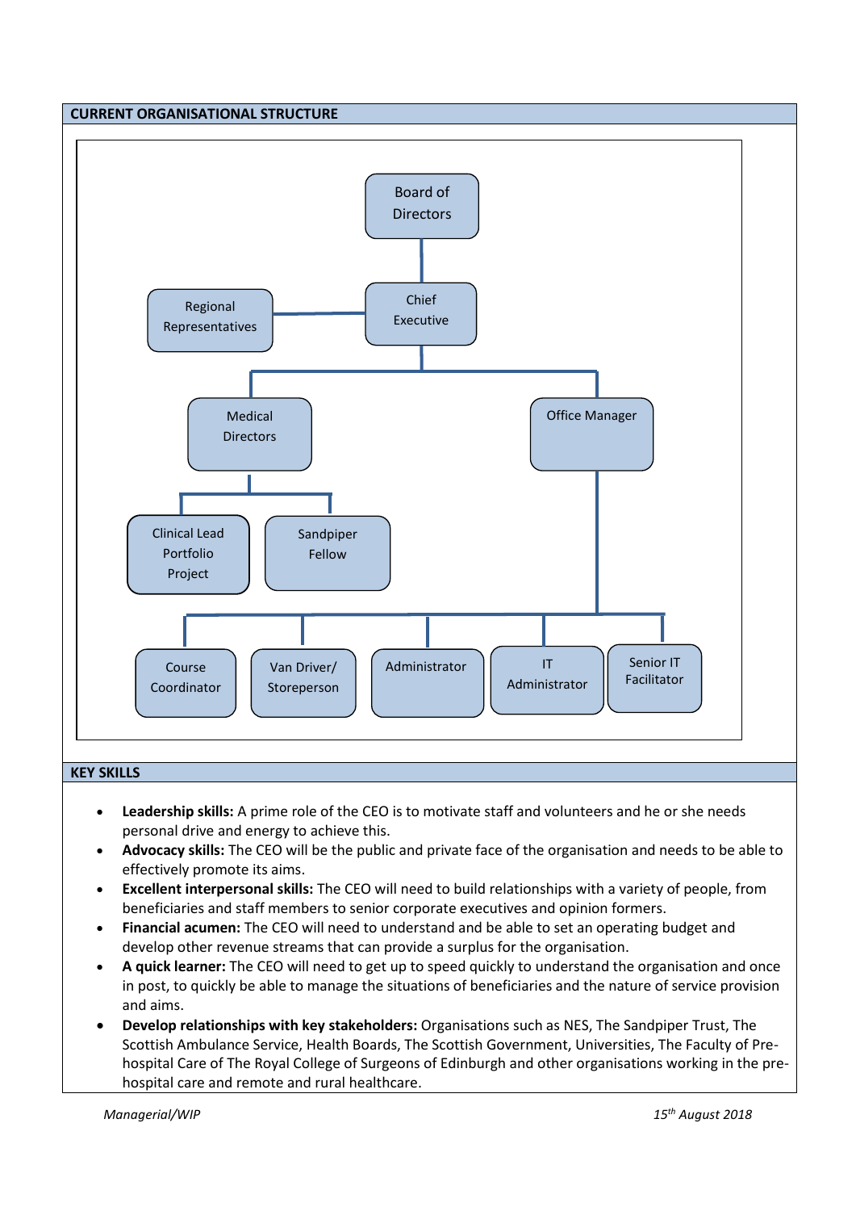## CURRENT ORGANISATIONAL STRUCTURE

- Board of Directors
  - Chief Executive
    - Regional Representatives
    - Medical Directors
      - Clinical Lead Portfolio Project
      - Sandpiper Fellow
    - Office Manager
      - Course Coordinator
      - Van Driver/ Storeperson
      - Administrator
      - IT Administrator
      - Senior IT Facilitator

## KEY SKILLS

- **Leadership skills:** A prime role of the CEO is to motivate staff and volunteers and he or she needs personal drive and energy to achieve this.
- **Advocacy skills:** The CEO will be the public and private face of the organisation and needs to be able to effectively promote its aims.
- **Excellent interpersonal skills:** The CEO will need to build relationships with a variety of people, from beneficiaries and staff members to senior corporate executives and opinion formers.
- **Financial acumen:** The CEO will need to understand and be able to set an operating budget and develop other revenue streams that can provide a surplus for the organisation.
- **A quick learner:** The CEO will need to get up to speed quickly to understand the organisation and once in post, to quickly be able to manage the situations of beneficiaries and the nature of service provision and aims.
- **Develop relationships with key stakeholders:** Organisations such as NES, The Sandpiper Trust, The Scottish Ambulance Service, Health Boards, The Scottish Government, Universities, The Faculty of Pre-hospital Care of The Royal College of Surgeons of Edinburgh and other organisations working in the pre-hospital care and remote and rural healthcare.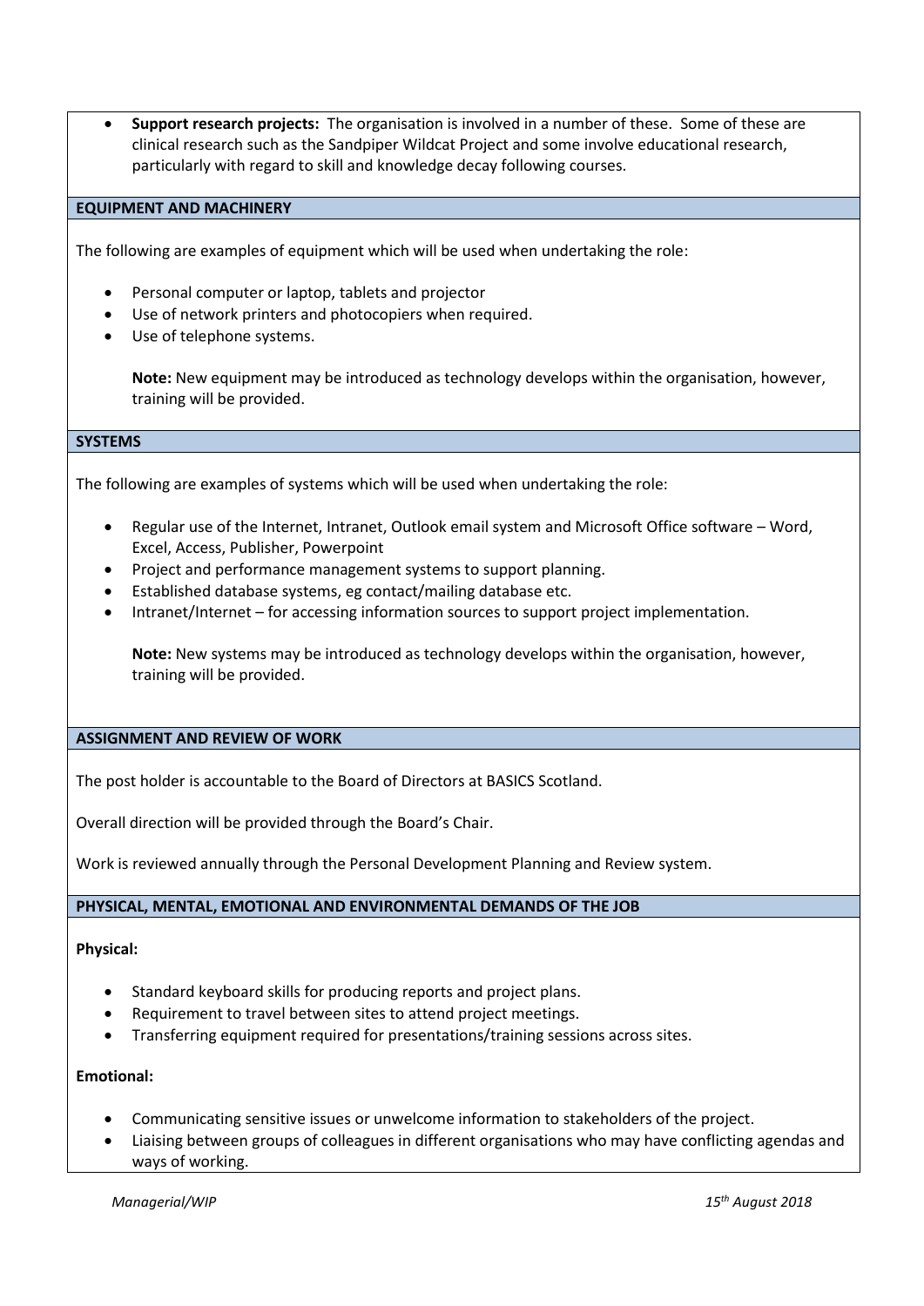- **Support research projects:** The organisation is involved in a number of these. Some of these are clinical research such as the Sandpiper Wildcat Project and some involve educational research, particularly with regard to skill and knowledge decay following courses.

## EQUIPMENT AND MACHINERY

The following are examples of equipment which will be used when undertaking the role:

- Personal computer or laptop, tablets and projector
- Use of network printers and photocopiers when required.
- Use of telephone systems.

  **Note:** New equipment may be introduced as technology develops within the organisation, however, training will be provided.

## SYSTEMS

The following are examples of systems which will be used when undertaking the role:

- Regular use of the Internet, Intranet, Outlook email system and Microsoft Office software – Word, Excel, Access, Publisher, Powerpoint
- Project and performance management systems to support planning.
- Established database systems, eg contact/mailing database etc.
- Intranet/Internet – for accessing information sources to support project implementation.

  **Note:** New systems may be introduced as technology develops within the organisation, however, training will be provided.

## ASSIGNMENT AND REVIEW OF WORK

The post holder is accountable to the Board of Directors at BASICS Scotland.

Overall direction will be provided through the Board's Chair.

Work is reviewed annually through the Personal Development Planning and Review system.

## PHYSICAL, MENTAL, EMOTIONAL AND ENVIRONMENTAL DEMANDS OF THE JOB

**Physical:**

- Standard keyboard skills for producing reports and project plans.
- Requirement to travel between sites to attend project meetings.
- Transferring equipment required for presentations/training sessions across sites.

**Emotional:**

- Communicating sensitive issues or unwelcome information to stakeholders of the project.
- Liaising between groups of colleagues in different organisations who may have conflicting agendas and ways of working.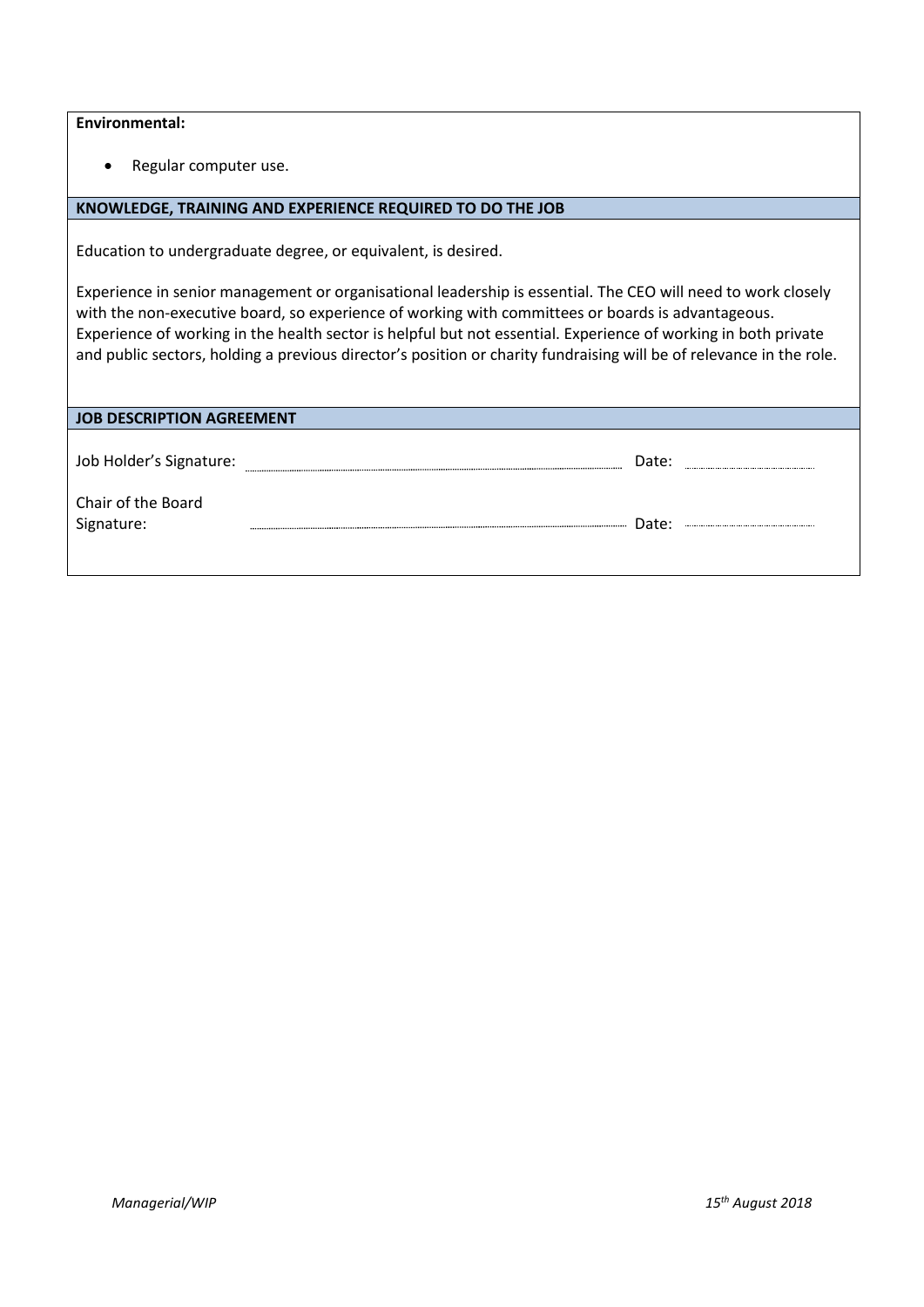**Environmental:**

- Regular computer use.

## KNOWLEDGE, TRAINING AND EXPERIENCE REQUIRED TO DO THE JOB

Education to undergraduate degree, or equivalent, is desired.

Experience in senior management or organisational leadership is essential. The CEO will need to work closely with the non-executive board, so experience of working with committees or boards is advantageous. Experience of working in the health sector is helpful but not essential. Experience of working in both private and public sectors, holding a previous director's position or charity fundraising will be of relevance in the role.

## JOB DESCRIPTION AGREEMENT

Job Holder's Signature: ________________________ Date: __________

Chair of the Board Signature: ________________________ Date: __________